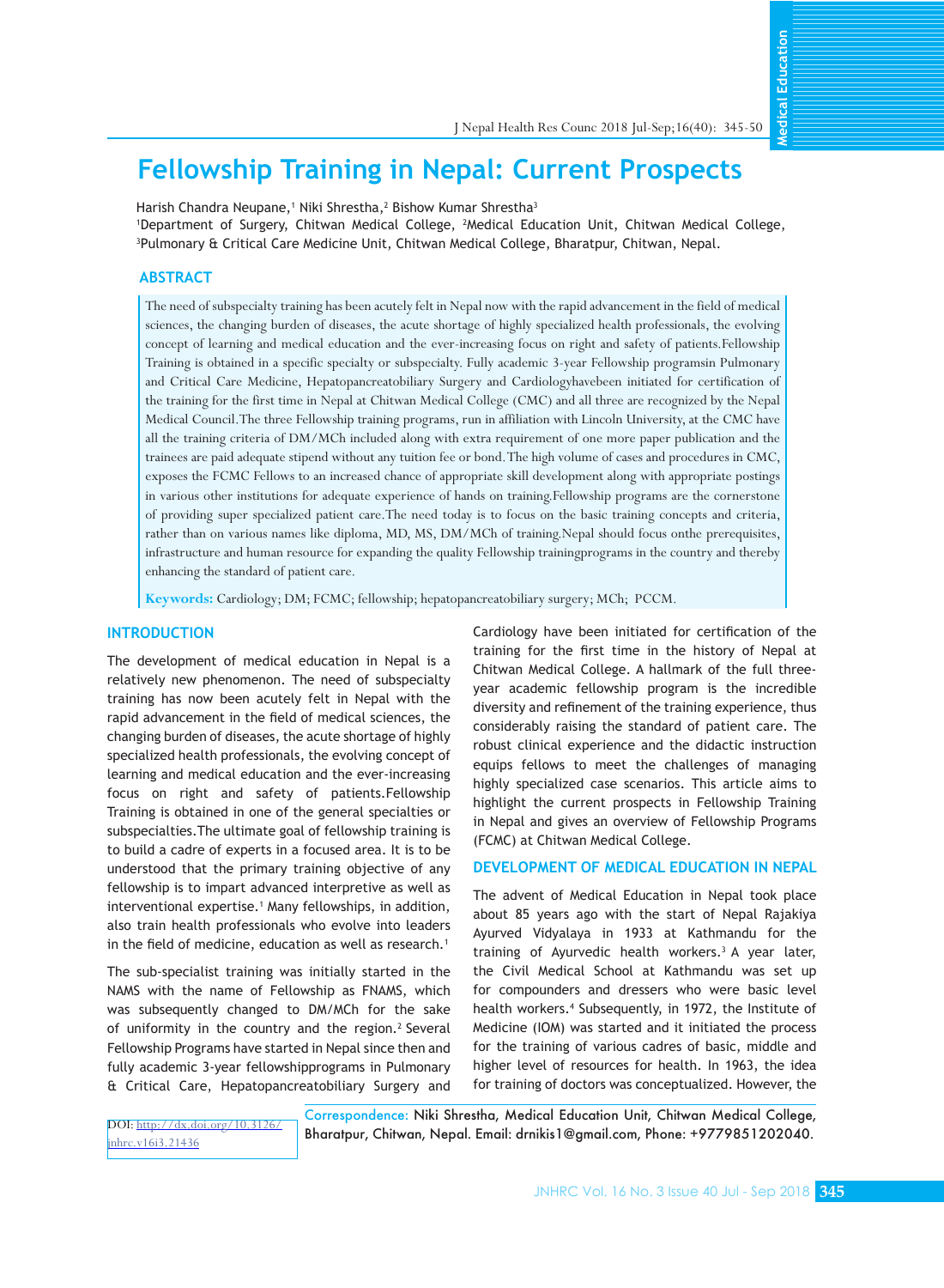# Fellowship Training in Nepal: Current Prospects

Harish Chandra Neupane,[1] Niki Shrestha,[2] Bishow Kumar Shrestha[3]

[1]Department of Surgery, Chitwan Medical College, [2]Medical Education Unit, Chitwan Medical College, [3]Pulmonary & Critical Care Medicine Unit, Chitwan Medical College, Bharatpur, Chitwan, Nepal.

## ABSTRACT

The need of subspecialty training has been acutely felt in Nepal now with the rapid advancement in the field of medical sciences, the changing burden of diseases, the acute shortage of highly specialized health professionals, the evolving concept of learning and medical education and the ever-increasing focus on right and safety of patients.Fellowship Training is obtained in a specific specialty or subspecialty. Fully academic 3-year Fellowship programsin Pulmonary and Critical Care Medicine, Hepatopancreatobiliary Surgery and Cardiologyhavebeen initiated for certification of the training for the first time in Nepal at Chitwan Medical College (CMC) and all three are recognized by the Nepal Medical Council.The three Fellowship training programs, run in affiliation with Lincoln University, at the CMC have all the training criteria of DM/MCh included along with extra requirement of one more paper publication and the trainees are paid adequate stipend without any tuition fee or bond.The high volume of cases and procedures in CMC, exposes the FCMC Fellows to an increased chance of appropriate skill development along with appropriate postings in various other institutions for adequate experience of hands on training.Fellowship programs are the cornerstone of providing super specialized patient care.The need today is to focus on the basic training concepts and criteria, rather than on various names like diploma, MD, MS, DM/MCh of training.Nepal should focus onthe prerequisites, infrastructure and human resource for expanding the quality Fellowship trainingprograms in the country and thereby enhancing the standard of patient care.

**Keywords:** Cardiology; DM; FCMC; fellowship; hepatopancreatobiliary surgery; MCh; PCCM.

## INTRODUCTION

The development of medical education in Nepal is a relatively new phenomenon. The need of subspecialty training has now been acutely felt in Nepal with the rapid advancement in the field of medical sciences, the changing burden of diseases, the acute shortage of highly specialized health professionals, the evolving concept of learning and medical education and the ever-increasing focus on right and safety of patients.Fellowship Training is obtained in one of the general specialties or subspecialties.The ultimate goal of fellowship training is to build a cadre of experts in a focused area. It is to be understood that the primary training objective of any fellowship is to impart advanced interpretive as well as interventional expertise.[1] Many fellowships, in addition, also train health professionals who evolve into leaders in the field of medicine, education as well as research.[1]

The sub-specialist training was initially started in the NAMS with the name of Fellowship as FNAMS, which was subsequently changed to DM/MCh for the sake of uniformity in the country and the region.[2] Several Fellowship Programs have started in Nepal since then and fully academic 3-year fellowshipprograms in Pulmonary & Critical Care, Hepatopancreatobiliary Surgery and Cardiology have been initiated for certification of the training for the first time in the history of Nepal at Chitwan Medical College. A hallmark of the full three-year academic fellowship program is the incredible diversity and refinement of the training experience, thus considerably raising the standard of patient care. The robust clinical experience and the didactic instruction equips fellows to meet the challenges of managing highly specialized case scenarios. This article aims to highlight the current prospects in Fellowship Training in Nepal and gives an overview of Fellowship Programs (FCMC) at Chitwan Medical College.

## DEVELOPMENT OF MEDICAL EDUCATION IN NEPAL

The advent of Medical Education in Nepal took place about 85 years ago with the start of Nepal Rajakiya Ayurved Vidyalaya in 1933 at Kathmandu for the training of Ayurvedic health workers.[3] A year later, the Civil Medical School at Kathmandu was set up for compounders and dressers who were basic level health workers.[4] Subsequently, in 1972, the Institute of Medicine (IOM) was started and it initiated the process for the training of various cadres of basic, middle and higher level of resources for health. In 1963, the idea for training of doctors was conceptualized. However, the

DOI: http://dx.doi.org/10.31267/jnhrc.v16i3.21436

Correspondence: Niki Shrestha, Medical Education Unit, Chitwan Medical College, Bharatpur, Chitwan, Nepal. Email: drnikis1@gmail.com, Phone: +9779851202040.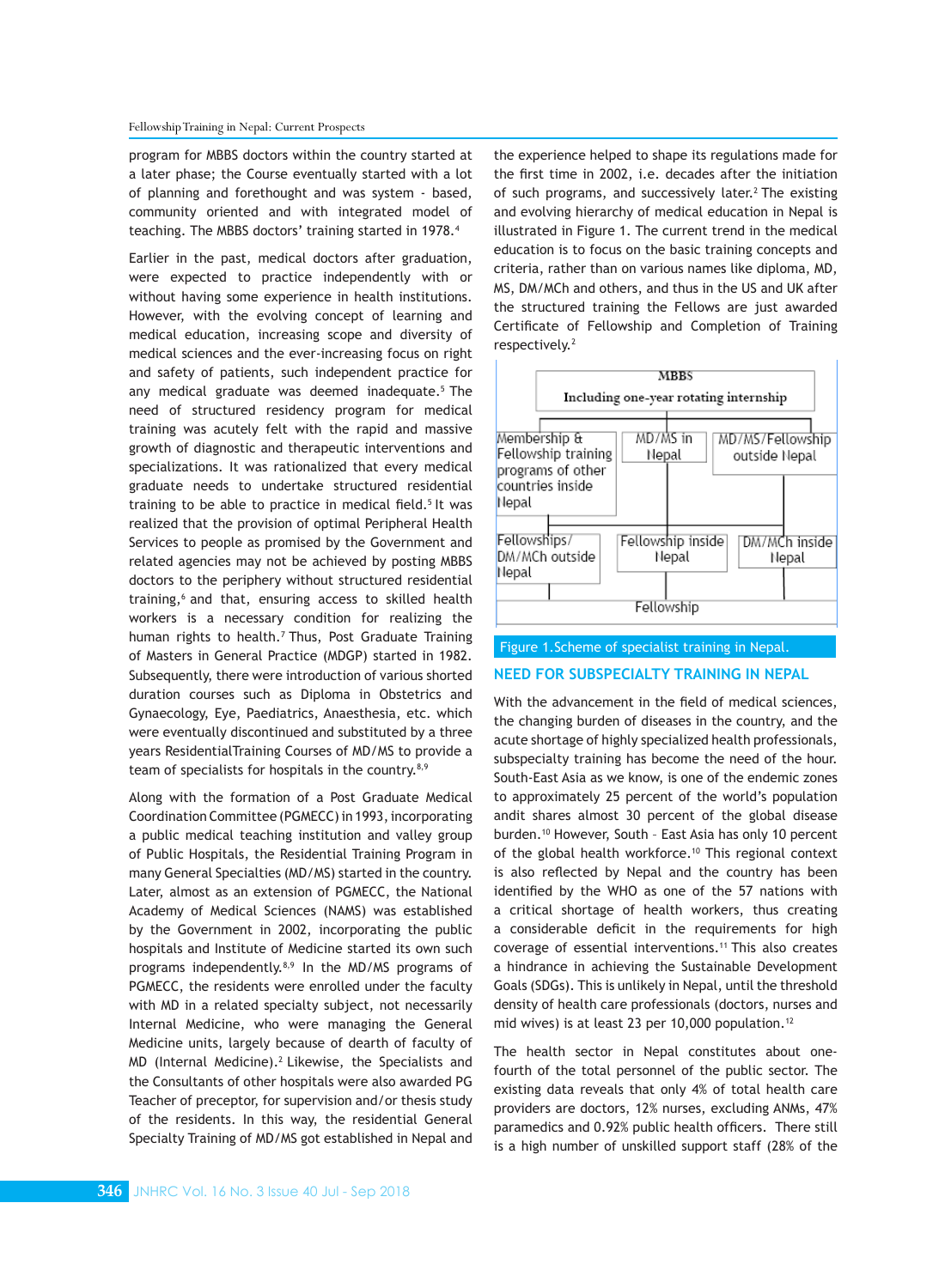program for MBBS doctors within the country started at a later phase; the Course eventually started with a lot of planning and forethought and was system - based, community oriented and with integrated model of teaching. The MBBS doctors' training started in 1978.[4]

Earlier in the past, medical doctors after graduation, were expected to practice independently with or without having some experience in health institutions. However, with the evolving concept of learning and medical education, increasing scope and diversity of medical sciences and the ever-increasing focus on right and safety of patients, such independent practice for any medical graduate was deemed inadequate.[5] The need of structured residency program for medical training was acutely felt with the rapid and massive growth of diagnostic and therapeutic interventions and specializations. It was rationalized that every medical graduate needs to undertake structured residential training to be able to practice in medical field.[5] It was realized that the provision of optimal Peripheral Health Services to people as promised by the Government and related agencies may not be achieved by posting MBBS doctors to the periphery without structured residential training,[6] and that, ensuring access to skilled health workers is a necessary condition for realizing the human rights to health.[7] Thus, Post Graduate Training of Masters in General Practice (MDGP) started in 1982. Subsequently, there were introduction of various shorted duration courses such as Diploma in Obstetrics and Gynaecology, Eye, Paediatrics, Anaesthesia, etc. which were eventually discontinued and substituted by a three years ResidentialTraining Courses of MD/MS to provide a team of specialists for hospitals in the country.[8,9]

Along with the formation of a Post Graduate Medical Coordination Committee (PGMECC) in 1993, incorporating a public medical teaching institution and valley group of Public Hospitals, the Residential Training Program in many General Specialties (MD/MS) started in the country. Later, almost as an extension of PGMECC, the National Academy of Medical Sciences (NAMS) was established by the Government in 2002, incorporating the public hospitals and Institute of Medicine started its own such programs independently.[8,9] In the MD/MS programs of PGMECC, the residents were enrolled under the faculty with MD in a related specialty subject, not necessarily Internal Medicine, who were managing the General Medicine units, largely because of dearth of faculty of MD (Internal Medicine).[2] Likewise, the Specialists and the Consultants of other hospitals were also awarded PG Teacher of preceptor, for supervision and/or thesis study of the residents. In this way, the residential General Specialty Training of MD/MS got established in Nepal and the experience helped to shape its regulations made for the first time in 2002, i.e. decades after the initiation of such programs, and successively later.[2] The existing and evolving hierarchy of medical education in Nepal is illustrated in Figure 1. The current trend in the medical education is to focus on the basic training concepts and criteria, rather than on various names like diploma, MD, MS, DM/MCh and others, and thus in the US and UK after the structured training the Fellows are just awarded Certificate of Fellowship and Completion of Training respectively.[2]

MBBS
Including one-year rotating internship

Membership & Fellowship training programs of other countries inside Nepal | MD/MS in Nepal | MD/MS/Fellowship outside Nepal

Fellowships/ DM/MCh outside Nepal | Fellowship inside Nepal | DM/MCh inside Nepal

Fellowship

Figure 1.Scheme of specialist training in Nepal.

## NEED FOR SUBSPECIALTY TRAINING IN NEPAL

With the advancement in the field of medical sciences, the changing burden of diseases in the country, and the acute shortage of highly specialized health professionals, subspecialty training has become the need of the hour. South-East Asia as we know, is one of the endemic zones to approximately 25 percent of the world's population andit shares almost 30 percent of the global disease burden.[10] However, South – East Asia has only 10 percent of the global health workforce.[10] This regional context is also reflected by Nepal and the country has been identified by the WHO as one of the 57 nations with a critical shortage of health workers, thus creating a considerable deficit in the requirements for high coverage of essential interventions.[11] This also creates a hindrance in achieving the Sustainable Development Goals (SDGs). This is unlikely in Nepal, until the threshold density of health care professionals (doctors, nurses and mid wives) is at least 23 per 10,000 population.[12]

The health sector in Nepal constitutes about one-fourth of the total personnel of the public sector. The existing data reveals that only 4% of total health care providers are doctors, 12% nurses, excluding ANMs, 47% paramedics and 0.92% public health officers. There still is a high number of unskilled support staff (28% of the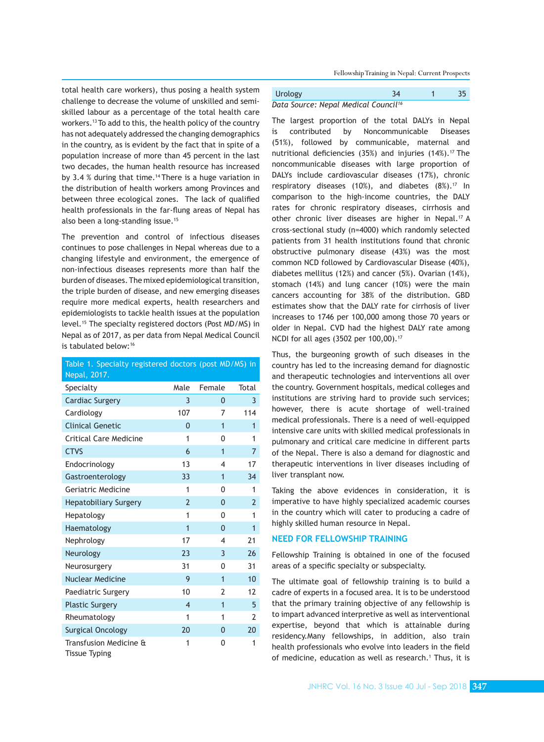total health care workers), thus posing a health system challenge to decrease the volume of unskilled and semi-skilled labour as a percentage of the total health care workers.[13] To add to this, the health policy of the country has not adequately addressed the changing demographics in the country, as is evident by the fact that in spite of a population increase of more than 45 percent in the last two decades, the human health resource has increased by 3.4 % during that time.[14] There is a huge variation in the distribution of health workers among Provinces and between three ecological zones. The lack of qualified health professionals in the far-flung areas of Nepal has also been a long-standing issue.[15]

The prevention and control of infectious diseases continues to pose challenges in Nepal whereas due to a changing lifestyle and environment, the emergence of non-infectious diseases represents more than half the burden of diseases. The mixed epidemiological transition, the triple burden of disease, and new emerging diseases require more medical experts, health researchers and epidemiologists to tackle health issues at the population level.[15] The specialty registered doctors (Post MD/MS) in Nepal as of 2017, as per data from Nepal Medical Council is tabulated below:[16]

Table 1. Specialty registered doctors (post MD/MS) in Nepal, 2017.

| Specialty | Male | Female | Total |
|---|---|---|---|
| Cardiac Surgery | 3 | 0 | 3 |
| Cardiology | 107 | 7 | 114 |
| Clinical Genetic | 0 | 1 | 1 |
| Critical Care Medicine | 1 | 0 | 1 |
| CTVS | 6 | 1 | 7 |
| Endocrinology | 13 | 4 | 17 |
| Gastroenterology | 33 | 1 | 34 |
| Geriatric Medicine | 1 | 0 | 1 |
| Hepatobiliary Surgery | 2 | 0 | 2 |
| Hepatology | 1 | 0 | 1 |
| Haematology | 1 | 0 | 1 |
| Nephrology | 17 | 4 | 21 |
| Neurology | 23 | 3 | 26 |
| Neurosurgery | 31 | 0 | 31 |
| Nuclear Medicine | 9 | 1 | 10 |
| Paediatric Surgery | 10 | 2 | 12 |
| Plastic Surgery | 4 | 1 | 5 |
| Rheumatology | 1 | 1 | 2 |
| Surgical Oncology | 20 | 0 | 20 |
| Transfusion Medicine & Tissue Typing | 1 | 0 | 1 |
| Urology | 34 | 1 | 35 |

*Data Source: Nepal Medical Council*[16]

The largest proportion of the total DALYs in Nepal is contributed by Noncommunicable Diseases (51%), followed by communicable, maternal and nutritional deficiencies (35%) and injuries (14%).[17] The noncommunicable diseases with large proportion of DALYs include cardiovascular diseases (17%), chronic respiratory diseases (10%), and diabetes (8%).[17] In comparison to the high-income countries, the DALY rates for chronic respiratory diseases, cirrhosis and other chronic liver diseases are higher in Nepal.[17] A cross-sectional study (n=4000) which randomly selected patients from 31 health institutions found that chronic obstructive pulmonary disease (43%) was the most common NCD followed by Cardiovascular Disease (40%), diabetes mellitus (12%) and cancer (5%). Ovarian (14%), stomach (14%) and lung cancer (10%) were the main cancers accounting for 38% of the distribution. GBD estimates show that the DALY rate for cirrhosis of liver increases to 1746 per 100,000 among those 70 years or older in Nepal. CVD had the highest DALY rate among NCDI for all ages (3502 per 100,00).[17]

Thus, the burgeoning growth of such diseases in the country has led to the increasing demand for diagnostic and therapeutic technologies and interventions all over the country. Government hospitals, medical colleges and institutions are striving hard to provide such services; however, there is acute shortage of well-trained medical professionals. There is a need of well-equipped intensive care units with skilled medical professionals in pulmonary and critical care medicine in different parts of the Nepal. There is also a demand for diagnostic and therapeutic interventions in liver diseases including of liver transplant now.

Taking the above evidences in consideration, it is imperative to have highly specialized academic courses in the country which will cater to producing a cadre of highly skilled human resource in Nepal.

## NEED FOR FELLOWSHIP TRAINING

Fellowship Training is obtained in one of the focused areas of a specific specialty or subspecialty.

The ultimate goal of fellowship training is to build a cadre of experts in a focused area. It is to be understood that the primary training objective of any fellowship is to impart advanced interpretive as well as interventional expertise, beyond that which is attainable during residency.Many fellowships, in addition, also train health professionals who evolve into leaders in the field of medicine, education as well as research.[1] Thus, it is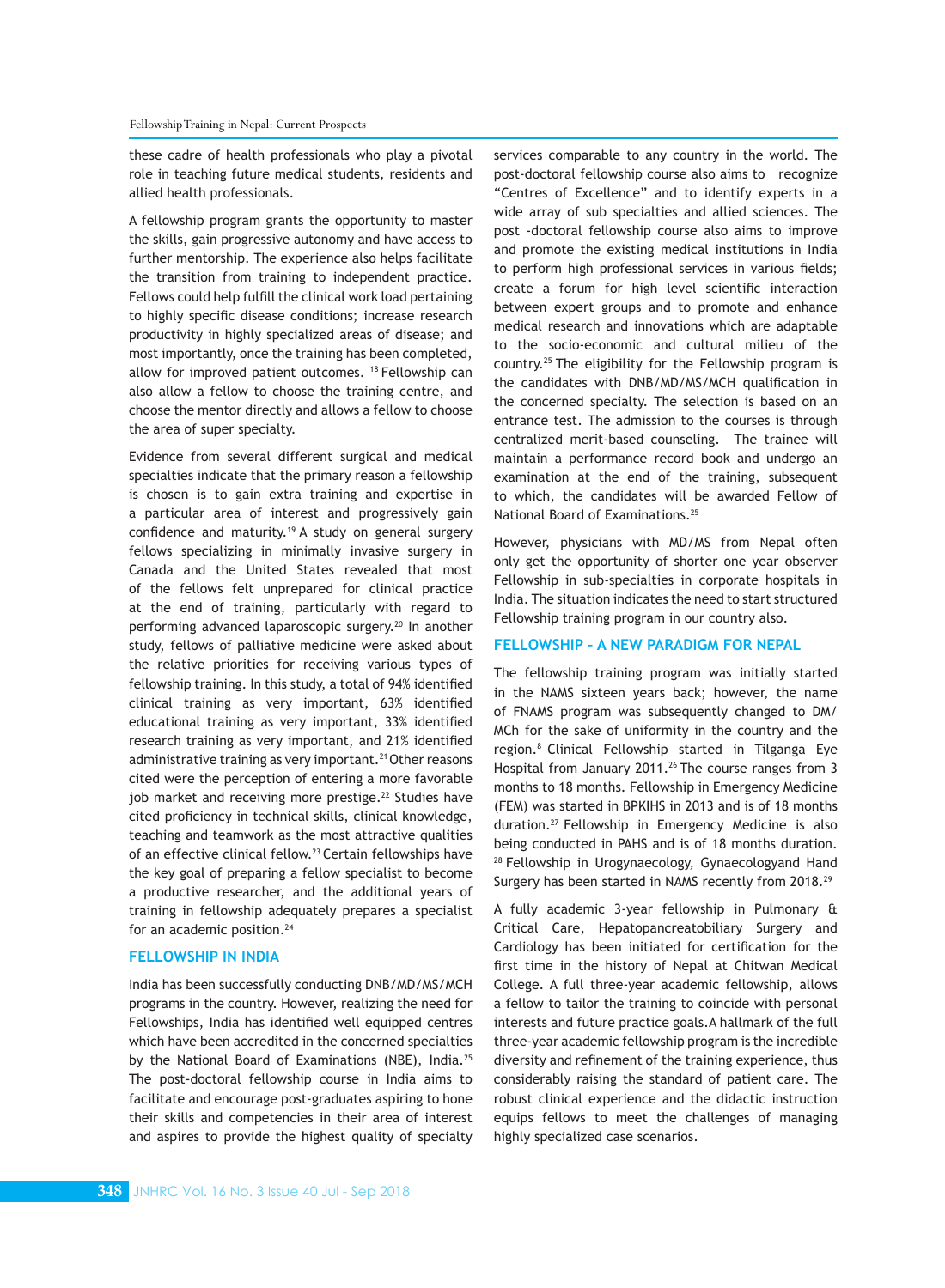these cadre of health professionals who play a pivotal role in teaching future medical students, residents and allied health professionals.

A fellowship program grants the opportunity to master the skills, gain progressive autonomy and have access to further mentorship. The experience also helps facilitate the transition from training to independent practice. Fellows could help fulfill the clinical work load pertaining to highly specific disease conditions; increase research productivity in highly specialized areas of disease; and most importantly, once the training has been completed, allow for improved patient outcomes. [18] Fellowship can also allow a fellow to choose the training centre, and choose the mentor directly and allows a fellow to choose the area of super specialty.

Evidence from several different surgical and medical specialties indicate that the primary reason a fellowship is chosen is to gain extra training and expertise in a particular area of interest and progressively gain confidence and maturity.[19] A study on general surgery fellows specializing in minimally invasive surgery in Canada and the United States revealed that most of the fellows felt unprepared for clinical practice at the end of training, particularly with regard to performing advanced laparoscopic surgery.[20] In another study, fellows of palliative medicine were asked about the relative priorities for receiving various types of fellowship training. In this study, a total of 94% identified clinical training as very important, 63% identified educational training as very important, 33% identified research training as very important, and 21% identified administrative training as very important.[21] Other reasons cited were the perception of entering a more favorable job market and receiving more prestige.[22] Studies have cited proficiency in technical skills, clinical knowledge, teaching and teamwork as the most attractive qualities of an effective clinical fellow.[23] Certain fellowships have the key goal of preparing a fellow specialist to become a productive researcher, and the additional years of training in fellowship adequately prepares a specialist for an academic position.[24]

## FELLOWSHIP IN INDIA

India has been successfully conducting DNB/MD/MS/MCH programs in the country. However, realizing the need for Fellowships, India has identified well equipped centres which have been accredited in the concerned specialties by the National Board of Examinations (NBE), India.[25] The post-doctoral fellowship course in India aims to facilitate and encourage post-graduates aspiring to hone their skills and competencies in their area of interest and aspires to provide the highest quality of specialty services comparable to any country in the world. The post-doctoral fellowship course also aims to recognize "Centres of Excellence" and to identify experts in a wide array of sub specialties and allied sciences. The post -doctoral fellowship course also aims to improve and promote the existing medical institutions in India to perform high professional services in various fields; create a forum for high level scientific interaction between expert groups and to promote and enhance medical research and innovations which are adaptable to the socio-economic and cultural milieu of the country.[25] The eligibility for the Fellowship program is the candidates with DNB/MD/MS/MCH qualification in the concerned specialty. The selection is based on an entrance test. The admission to the courses is through centralized merit-based counseling. The trainee will maintain a performance record book and undergo an examination at the end of the training, subsequent to which, the candidates will be awarded Fellow of National Board of Examinations.[25]

However, physicians with MD/MS from Nepal often only get the opportunity of shorter one year observer Fellowship in sub-specialties in corporate hospitals in India. The situation indicates the need to start structured Fellowship training program in our country also.

## FELLOWSHIP – A NEW PARADIGM FOR NEPAL

The fellowship training program was initially started in the NAMS sixteen years back; however, the name of FNAMS program was subsequently changed to DM/MCh for the sake of uniformity in the country and the region.[8] Clinical Fellowship started in Tilganga Eye Hospital from January 2011.[26] The course ranges from 3 months to 18 months. Fellowship in Emergency Medicine (FEM) was started in BPKIHS in 2013 and is of 18 months duration.[27] Fellowship in Emergency Medicine is also being conducted in PAHS and is of 18 months duration. [28] Fellowship in Urogynaecology, Gynaecologyand Hand Surgery has been started in NAMS recently from 2018.[29]

A fully academic 3-year fellowship in Pulmonary & Critical Care, Hepatopancreatobiliary Surgery and Cardiology has been initiated for certification for the first time in the history of Nepal at Chitwan Medical College. A full three-year academic fellowship, allows a fellow to tailor the training to coincide with personal interests and future practice goals.A hallmark of the full three-year academic fellowship program is the incredible diversity and refinement of the training experience, thus considerably raising the standard of patient care. The robust clinical experience and the didactic instruction equips fellows to meet the challenges of managing highly specialized case scenarios.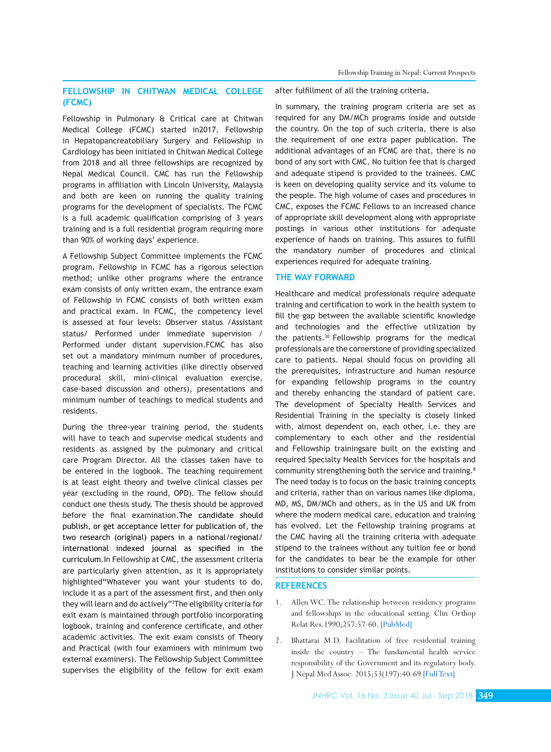## FELLOWSHIP IN CHITWAN MEDICAL COLLEGE (FCMC)

Fellowship in Pulmonary & Critical care at Chitwan Medical College (FCMC) started in2017. Fellowship in Hepatopancreatobiliary Surgery and Fellowship in Cardiology has been initiated in Chitwan Medical College from 2018 and all three fellowships are recognized by Nepal Medical Council. CMC has run the Fellowship programs in affiliation with Lincoln University, Malaysia and both are keen on running the quality training programs for the development of specialists. The FCMC is a full academic qualification comprising of 3 years training and is a full residential program requiring more than 90% of working days' experience.

A Fellowship Subject Committee implements the FCMC program. Fellowship in FCMC has a rigorous selection method; unlike other programs where the entrance exam consists of only written exam, the entrance exam of Fellowship in FCMC consists of both written exam and practical exam. In FCMC, the competency level is assessed at four levels: Observer status /Assistant status/ Performed under immediate supervision / Performed under distant supervision.FCMC has also set out a mandatory minimum number of procedures, teaching and learning activities (like directly observed procedural skill, mini-clinical evaluation exercise, case-based discussion and others), presentations and minimum number of teachings to medical students and residents.

During the three-year training period, the students will have to teach and supervise medical students and residents as assigned by the pulmonary and critical care Program Director. All the classes taken have to be entered in the logbook. The teaching requirement is at least eight theory and twelve clinical classes per year (excluding in the round, OPD). The fellow should conduct one thesis study. The thesis should be approved before the final examination.The candidate should publish, or get acceptance letter for publication of, the two research (original) papers in a national/regional/international indexed journal as specified in the curriculum.In Fellowship at CMC, the assessment criteria are particularly given attention, as it is appropriately highlighted"Whatever you want your students to do, include it as a part of the assessment first, and then only they will learn and do actively"[3]The eligibility criteria for exit exam is maintained through portfolio incorporating logbook, training and conference certificate, and other academic activities. The exit exam consists of Theory and Practical (with four examiners with minimum two external examiners). The Fellowship Subject Committee supervises the eligibility of the fellow for exit exam after fulfillment of all the training criteria.

In summary, the training program criteria are set as required for any DM/MCh programs inside and outside the country. On the top of such criteria, there is also the requirement of one extra paper publication. The additional advantages of an FCMC are that, there is no bond of any sort with CMC. No tuition fee that is charged and adequate stipend is provided to the trainees. CMC is keen on developing quality service and its volume to the people. The high volume of cases and procedures in CMC, exposes the FCMC Fellows to an increased chance of appropriate skill development along with appropriate postings in various other institutions for adequate experience of hands on training. This assures to fulfill the mandatory number of procedures and clinical experiences required for adequate training.

## THE WAY FORWARD

Healthcare and medical professionals require adequate training and certification to work in the health system to fill the gap between the available scientific knowledge and technologies and the effective utilization by the patients.[30] Fellowship programs for the medical professionals are the cornerstone of providing specialized care to patients. Nepal should focus on providing all the prerequisites, infrastructure and human resource for expanding fellowship programs in the country and thereby enhancing the standard of patient care. The development of Specialty Health Services and Residential Training in the specialty is closely linked with, almost dependent on, each other, i.e. they are complementary to each other and the residential and Fellowship trainingsare built on the existing and required Specialty Health Services for the hospitals and community strengthening both the service and training.[8] The need today is to focus on the basic training concepts and criteria, rather than on various names like diploma, MD, MS, DM/MCh and others, as in the US and UK from where the modern medical care, education and training has evolved. Let the Fellowship training programs at the CMC having all the training criteria with adequate stipend to the trainees without any tuition fee or bond for the candidates to bear be the example for other institutions to consider similar points.

## REFERENCES

1. Allen WC. The relationship between residency programs and fellowships in the educational setting. Clin Orthop Relat Res.1990;257:57-60. [PubMed]
2. Bhattarai M.D. Facilitation of free residential training inside the country – The fundamental health service responsibility of the Government and its regulatory body. J Nepal Med Assoc. 2015;53(197):40-69 [Full Text]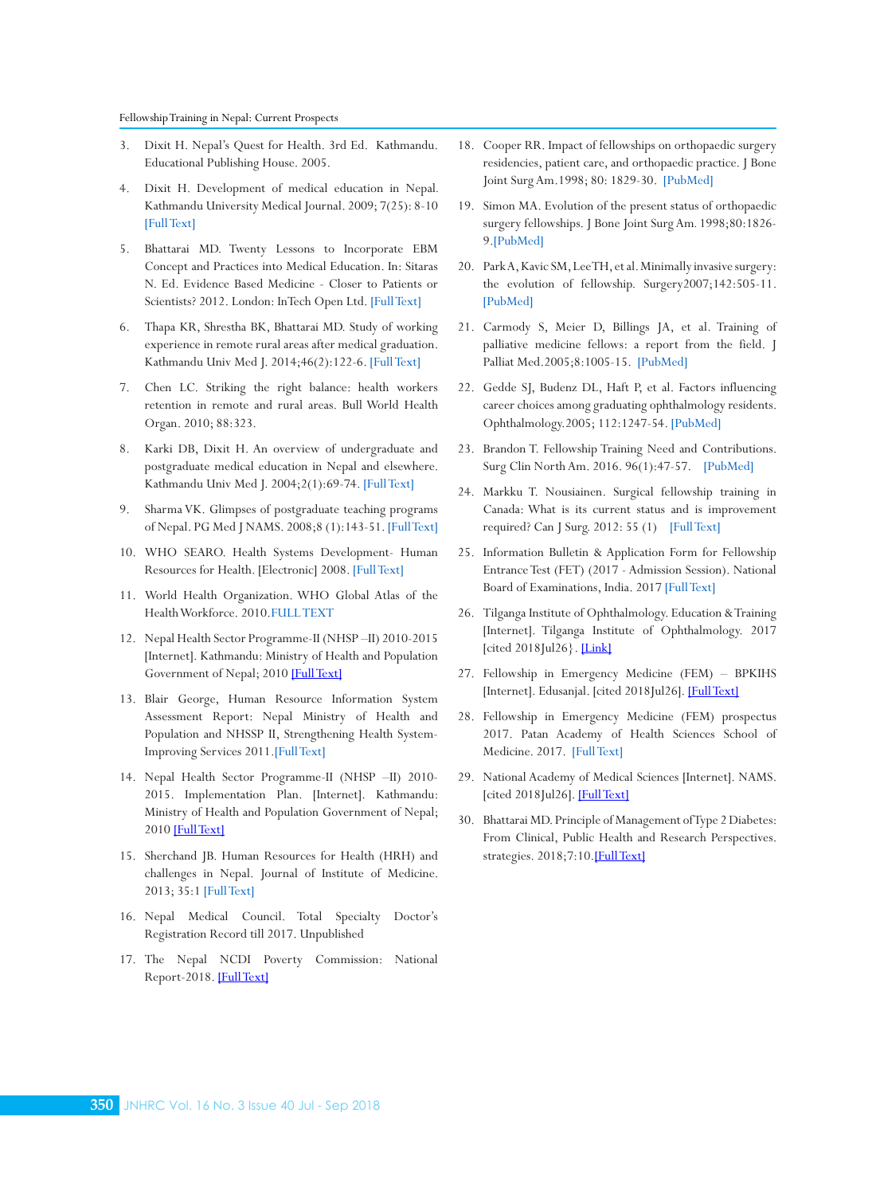3. Dixit H. Nepal's Quest for Health. 3rd Ed. Kathmandu. Educational Publishing House. 2005.

4. Dixit H. Development of medical education in Nepal. Kathmandu University Medical Journal. 2009; 7(25): 8-10 [Full Text]

5. Bhattarai MD. Twenty Lessons to Incorporate EBM Concept and Practices into Medical Education. In: Sitaras N. Ed. Evidence Based Medicine - Closer to Patients or Scientists? 2012. London: InTech Open Ltd. [Full Text]

6. Thapa KR, Shrestha BK, Bhattarai MD. Study of working experience in remote rural areas after medical graduation. Kathmandu Univ Med J. 2014;46(2):122-6. [Full Text]

7. Chen LC. Striking the right balance: health workers retention in remote and rural areas. Bull World Health Organ. 2010; 88:323.

8. Karki DB, Dixit H. An overview of undergraduate and postgraduate medical education in Nepal and elsewhere. Kathmandu Univ Med J. 2004;2(1):69-74. [Full Text]

9. Sharma VK. Glimpses of postgraduate teaching programs of Nepal. PG Med J NAMS. 2008;8 (1):143-51. [Full Text]

10. WHO SEARO. Health Systems Development- Human Resources for Health. [Electronic] 2008. [Full Text]

11. World Health Organization. WHO Global Atlas of the Health Workforce. 2010.FULL TEXT

12. Nepal Health Sector Programme-II (NHSP –II) 2010-2015 [Internet]. Kathmandu: Ministry of Health and Population Government of Nepal; 2010 [Full Text]

13. Blair George, Human Resource Information System Assessment Report: Nepal Ministry of Health and Population and NHSSP II, Strengthening Health System-Improving Services 2011.[Full Text]

14. Nepal Health Sector Programme-II (NHSP –II) 2010-2015. Implementation Plan. [Internet]. Kathmandu: Ministry of Health and Population Government of Nepal; 2010 [Full Text]

15. Sherchand JB. Human Resources for Health (HRH) and challenges in Nepal. Journal of Institute of Medicine. 2013; 35:1 [Full Text]

16. Nepal Medical Council. Total Specialty Doctor's Registration Record till 2017. Unpublished

17. The Nepal NCDI Poverty Commission: National Report-2018. [Full Text]

18. Cooper RR. Impact of fellowships on orthopaedic surgery residencies, patient care, and orthopaedic practice. J Bone Joint Surg Am.1998; 80: 1829-30. [PubMed]

19. Simon MA. Evolution of the present status of orthopaedic surgery fellowships. J Bone Joint Surg Am. 1998;80:1826-9.[PubMed]

20. Park A, Kavic SM, Lee TH, et al. Minimally invasive surgery: the evolution of fellowship. Surgery2007;142:505-11. [PubMed]

21. Carmody S, Meier D, Billings JA, et al. Training of palliative medicine fellows: a report from the field. J Palliat Med.2005;8:1005-15. [PubMed]

22. Gedde SJ, Budenz DL, Haft P, et al. Factors influencing career choices among graduating ophthalmology residents. Ophthalmology.2005; 112:1247-54. [PubMed]

23. Brandon T. Fellowship Training Need and Contributions. Surg Clin North Am. 2016. 96(1):47-57. [PubMed]

24. Markku T. Nousiainen. Surgical fellowship training in Canada: What is its current status and is improvement required? Can J Surg. 2012: 55 (1) [Full Text]

25. Information Bulletin & Application Form for Fellowship Entrance Test (FET) (2017 - Admission Session). National Board of Examinations, India. 2017 [Full Text]

26. Tilganga Institute of Ophthalmology. Education & Training [Internet]. Tilganga Institute of Ophthalmology. 2017 [cited 2018Jul26}. [Link]

27. Fellowship in Emergency Medicine (FEM) – BPKIHS [Internet]. Edusanjal. [cited 2018Jul26]. [Full Text]

28. Fellowship in Emergency Medicine (FEM) prospectus 2017. Patan Academy of Health Sciences School of Medicine. 2017. [Full Text]

29. National Academy of Medical Sciences [Internet]. NAMS. [cited 2018Jul26]. [Full Text]

30. Bhattarai MD. Principle of Management of Type 2 Diabetes: From Clinical, Public Health and Research Perspectives. strategies. 2018;7:10.[Full Text]